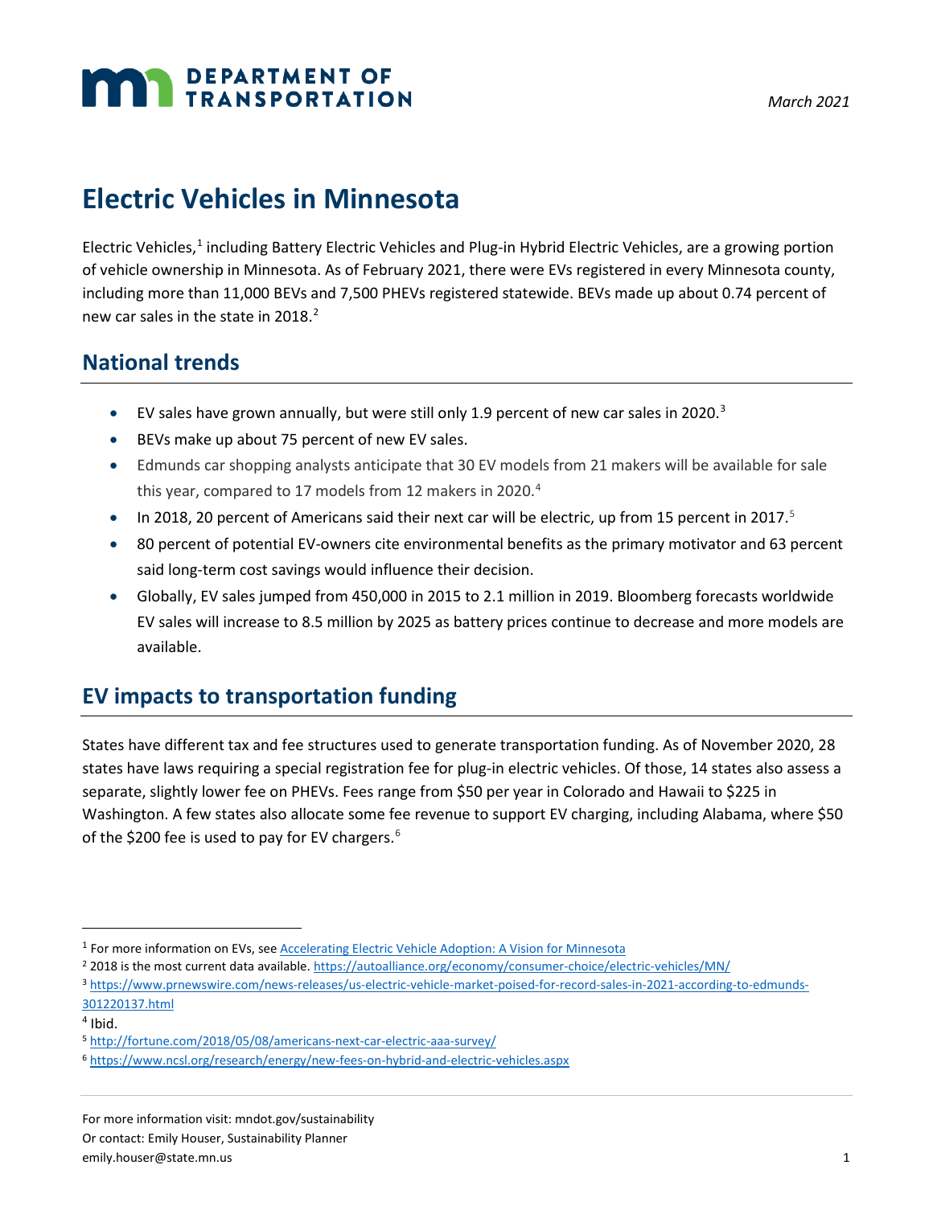DEPARTMENT OF TRANSPORTATION

*March 2021*

# Electric Vehicles in Minnesota

Electric Vehicles,[1] including Battery Electric Vehicles and Plug-in Hybrid Electric Vehicles, are a growing portion of vehicle ownership in Minnesota. As of February 2021, there were EVs registered in every Minnesota county, including more than 11,000 BEVs and 7,500 PHEVs registered statewide. BEVs made up about 0.74 percent of new car sales in the state in 2018.[2]

## National trends

- EV sales have grown annually, but were still only 1.9 percent of new car sales in 2020.[3]
- BEVs make up about 75 percent of new EV sales.
- Edmunds car shopping analysts anticipate that 30 EV models from 21 makers will be available for sale this year, compared to 17 models from 12 makers in 2020.[4]
- In 2018, 20 percent of Americans said their next car will be electric, up from 15 percent in 2017.[5]
- 80 percent of potential EV-owners cite environmental benefits as the primary motivator and 63 percent said long-term cost savings would influence their decision.
- Globally, EV sales jumped from 450,000 in 2015 to 2.1 million in 2019. Bloomberg forecasts worldwide EV sales will increase to 8.5 million by 2025 as battery prices continue to decrease and more models are available.

## EV impacts to transportation funding

States have different tax and fee structures used to generate transportation funding. As of November 2020, 28 states have laws requiring a special registration fee for plug-in electric vehicles. Of those, 14 states also assess a separate, slightly lower fee on PHEVs. Fees range from $50 per year in Colorado and Hawaii to $225 in Washington. A few states also allocate some fee revenue to support EV charging, including Alabama, where $50 of the $200 fee is used to pay for EV chargers.[6]

---

[1] For more information on EVs, see Accelerating Electric Vehicle Adoption: A Vision for Minnesota

[2] 2018 is the most current data available. https://autoalliance.org/economy/consumer-choice/electric-vehicles/MN/

[3] https://www.prnewswire.com/news-releases/us-electric-vehicle-market-poised-for-record-sales-in-2021-according-to-edmunds-301220137.html

[4] Ibid.

[5] http://fortune.com/2018/05/08/americans-next-car-electric-aaa-survey/

[6] https://www.ncsl.org/research/energy/new-fees-on-hybrid-and-electric-vehicles.aspx

For more information visit: mndot.gov/sustainability
Or contact: Emily Houser, Sustainability Planner
emily.houser@state.mn.us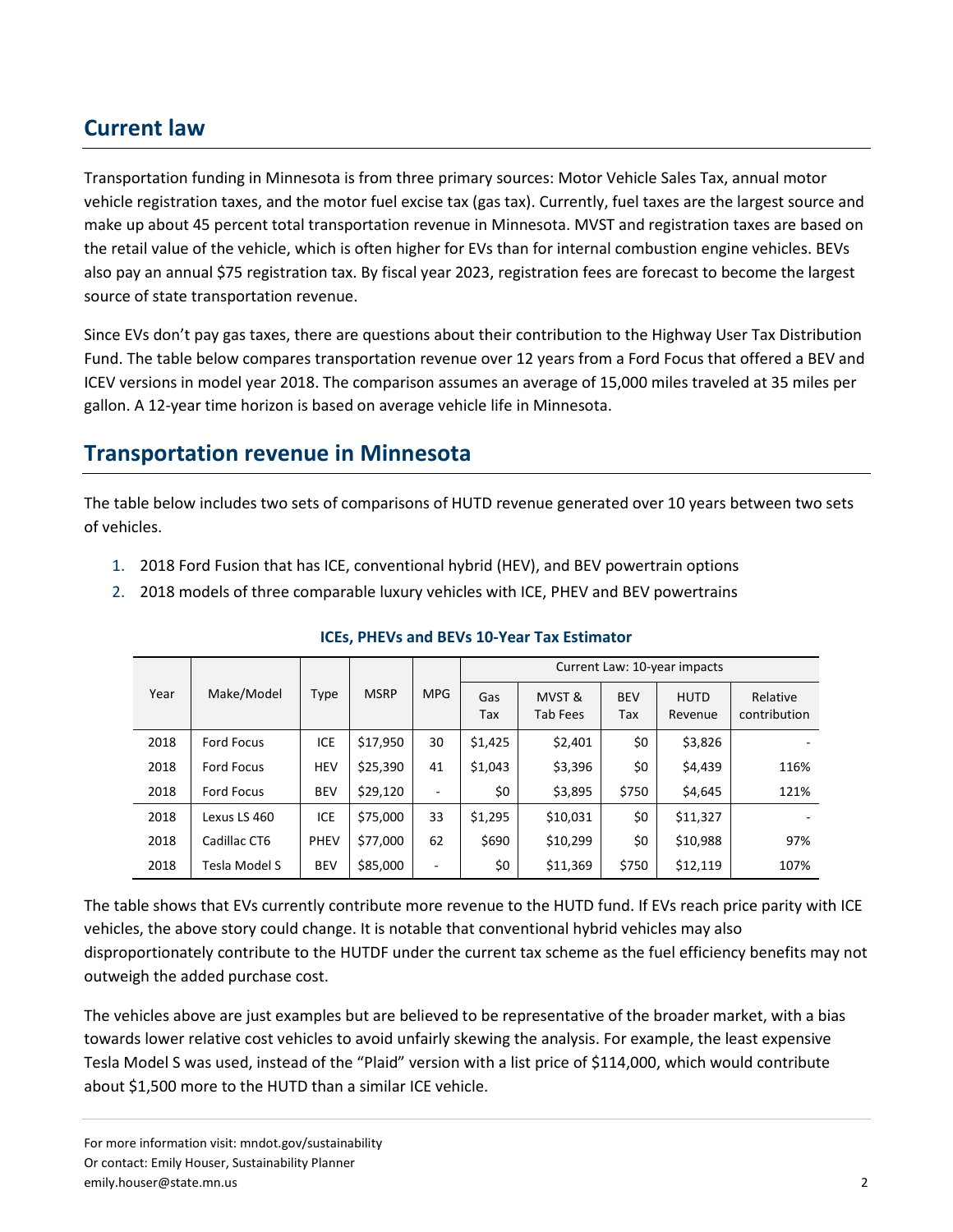## Current law

Transportation funding in Minnesota is from three primary sources: Motor Vehicle Sales Tax, annual motor vehicle registration taxes, and the motor fuel excise tax (gas tax). Currently, fuel taxes are the largest source and make up about 45 percent total transportation revenue in Minnesota. MVST and registration taxes are based on the retail value of the vehicle, which is often higher for EVs than for internal combustion engine vehicles. BEVs also pay an annual $75 registration tax. By fiscal year 2023, registration fees are forecast to become the largest source of state transportation revenue.

Since EVs don't pay gas taxes, there are questions about their contribution to the Highway User Tax Distribution Fund. The table below compares transportation revenue over 12 years from a Ford Focus that offered a BEV and ICEV versions in model year 2018. The comparison assumes an average of 15,000 miles traveled at 35 miles per gallon. A 12-year time horizon is based on average vehicle life in Minnesota.

## Transportation revenue in Minnesota

The table below includes two sets of comparisons of HUTD revenue generated over 10 years between two sets of vehicles.

1. 2018 Ford Fusion that has ICE, conventional hybrid (HEV), and BEV powertrain options
2. 2018 models of three comparable luxury vehicles with ICE, PHEV and BEV powertrains

**ICEs, PHEVs and BEVs 10-Year Tax Estimator**

| Year | Make/Model | Type | MSRP | MPG | Current Law: 10-year impacts | | | | |
|---|---|---|---|---|---|---|---|---|---|
| | | | | | Gas Tax | MVST & Tab Fees | BEV Tax | HUTD Revenue | Relative contribution |
| 2018 | Ford Focus | ICE | $17,950 | 30 | $1,425 | $2,401 | $0 | $3,826 | - |
| 2018 | Ford Focus | HEV | $25,390 | 41 | $1,043 | $3,396 | $0 | $4,439 | 116% |
| 2018 | Ford Focus | BEV | $29,120 | - | $0 | $3,895 | $750 | $4,645 | 121% |
| 2018 | Lexus LS 460 | ICE | $75,000 | 33 | $1,295 | $10,031 | $0 | $11,327 | - |
| 2018 | Cadillac CT6 | PHEV | $77,000 | 62 | $690 | $10,299 | $0 | $10,988 | 97% |
| 2018 | Tesla Model S | BEV | $85,000 | - | $0 | $11,369 | $750 | $12,119 | 107% |

The table shows that EVs currently contribute more revenue to the HUTD fund. If EVs reach price parity with ICE vehicles, the above story could change. It is notable that conventional hybrid vehicles may also disproportionately contribute to the HUTDF under the current tax scheme as the fuel efficiency benefits may not outweigh the added purchase cost.

The vehicles above are just examples but are believed to be representative of the broader market, with a bias towards lower relative cost vehicles to avoid unfairly skewing the analysis. For example, the least expensive Tesla Model S was used, instead of the "Plaid" version with a list price of $114,000, which would contribute about $1,500 more to the HUTD than a similar ICE vehicle.

For more information visit: mndot.gov/sustainability
Or contact: Emily Houser, Sustainability Planner
emily.houser@state.mn.us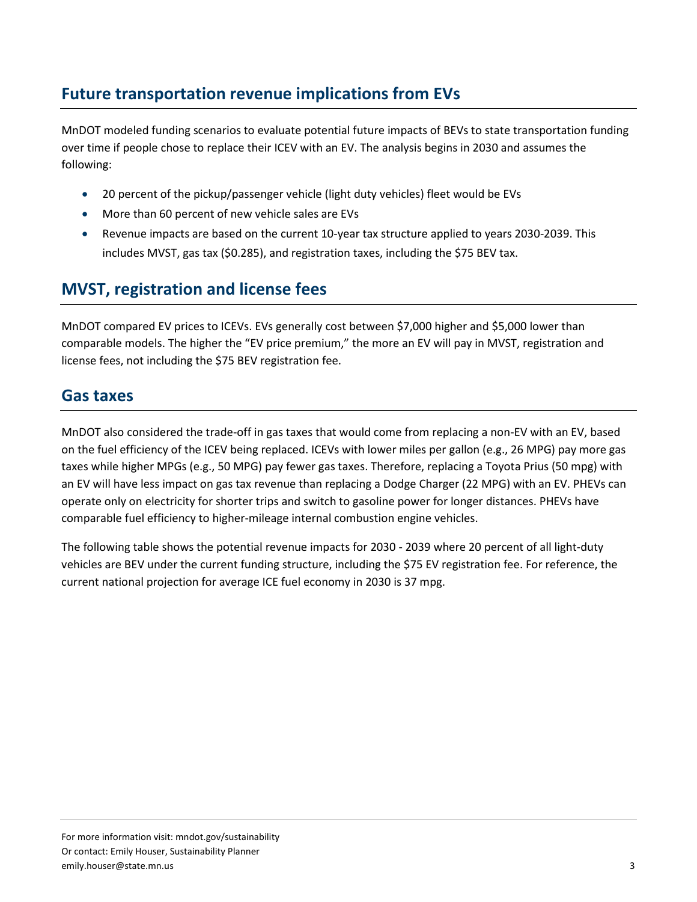## Future transportation revenue implications from EVs

MnDOT modeled funding scenarios to evaluate potential future impacts of BEVs to state transportation funding over time if people chose to replace their ICEV with an EV. The analysis begins in 2030 and assumes the following:

- 20 percent of the pickup/passenger vehicle (light duty vehicles) fleet would be EVs
- More than 60 percent of new vehicle sales are EVs
- Revenue impacts are based on the current 10-year tax structure applied to years 2030-2039. This includes MVST, gas tax ($0.285), and registration taxes, including the $75 BEV tax.

## MVST, registration and license fees

MnDOT compared EV prices to ICEVs. EVs generally cost between $7,000 higher and $5,000 lower than comparable models. The higher the "EV price premium," the more an EV will pay in MVST, registration and license fees, not including the $75 BEV registration fee.

## Gas taxes

MnDOT also considered the trade-off in gas taxes that would come from replacing a non-EV with an EV, based on the fuel efficiency of the ICEV being replaced. ICEVs with lower miles per gallon (e.g., 26 MPG) pay more gas taxes while higher MPGs (e.g., 50 MPG) pay fewer gas taxes. Therefore, replacing a Toyota Prius (50 mpg) with an EV will have less impact on gas tax revenue than replacing a Dodge Charger (22 MPG) with an EV. PHEVs can operate only on electricity for shorter trips and switch to gasoline power for longer distances. PHEVs have comparable fuel efficiency to higher-mileage internal combustion engine vehicles.

The following table shows the potential revenue impacts for 2030 - 2039 where 20 percent of all light-duty vehicles are BEV under the current funding structure, including the $75 EV registration fee. For reference, the current national projection for average ICE fuel economy in 2030 is 37 mpg.

For more information visit: mndot.gov/sustainability
Or contact: Emily Houser, Sustainability Planner
emily.houser@state.mn.us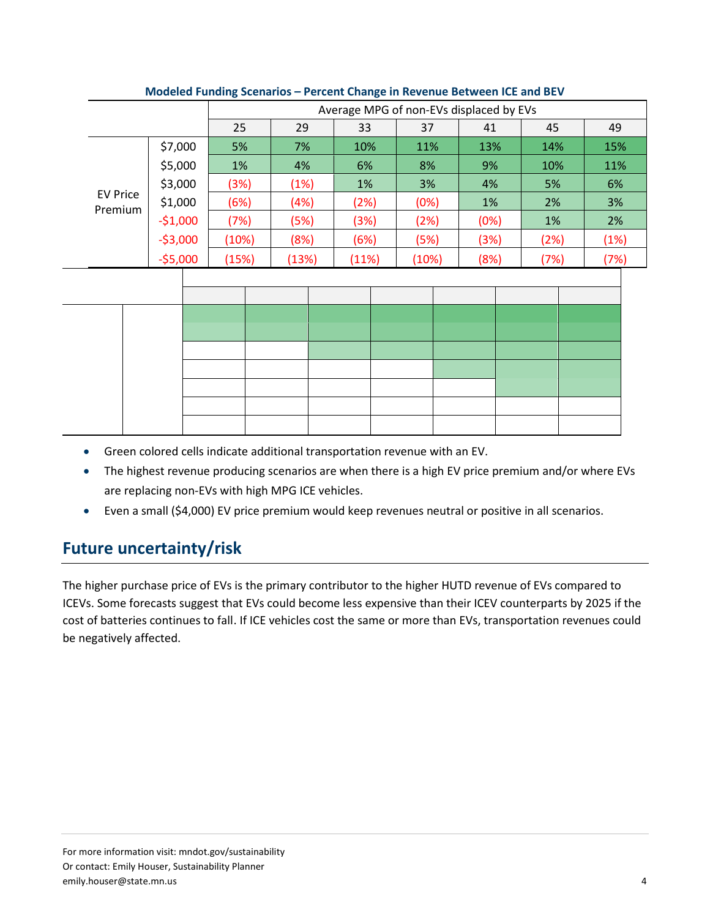**Modeled Funding Scenarios – Percent Change in Revenue Between ICE and BEV**

| | | Average MPG of non-EVs displaced by EVs | | | | | | |
|---|---|---|---|---|---|---|---|---|
| | | 25 | 29 | 33 | 37 | 41 | 45 | 49 |
| EV Price Premium | $7,000 | 5% | 7% | 10% | 11% | 13% | 14% | 15% |
| | $5,000 | 1% | 4% | 6% | 8% | 9% | 10% | 11% |
| | $3,000 | (3%) | (1%) | 1% | 3% | 4% | 5% | 6% |
| | $1,000 | (6%) | (4%) | (2%) | (0%) | 1% | 2% | 3% |
| | -$1,000 | (7%) | (5%) | (3%) | (2%) | (0%) | 1% | 2% |
| | -$3,000 | (10%) | (8%) | (6%) | (5%) | (3%) | (2%) | (1%) |
| | -$5,000 | (15%) | (13%) | (11%) | (10%) | (8%) | (7%) | (7%) |

- Green colored cells indicate additional transportation revenue with an EV.
- The highest revenue producing scenarios are when there is a high EV price premium and/or where EVs are replacing non-EVs with high MPG ICE vehicles.
- Even a small ($4,000) EV price premium would keep revenues neutral or positive in all scenarios.

## Future uncertainty/risk

The higher purchase price of EVs is the primary contributor to the higher HUTD revenue of EVs compared to ICEVs. Some forecasts suggest that EVs could become less expensive than their ICEV counterparts by 2025 if the cost of batteries continues to fall. If ICE vehicles cost the same or more than EVs, transportation revenues could be negatively affected.

For more information visit: mndot.gov/sustainability
Or contact: Emily Houser, Sustainability Planner
emily.houser@state.mn.us